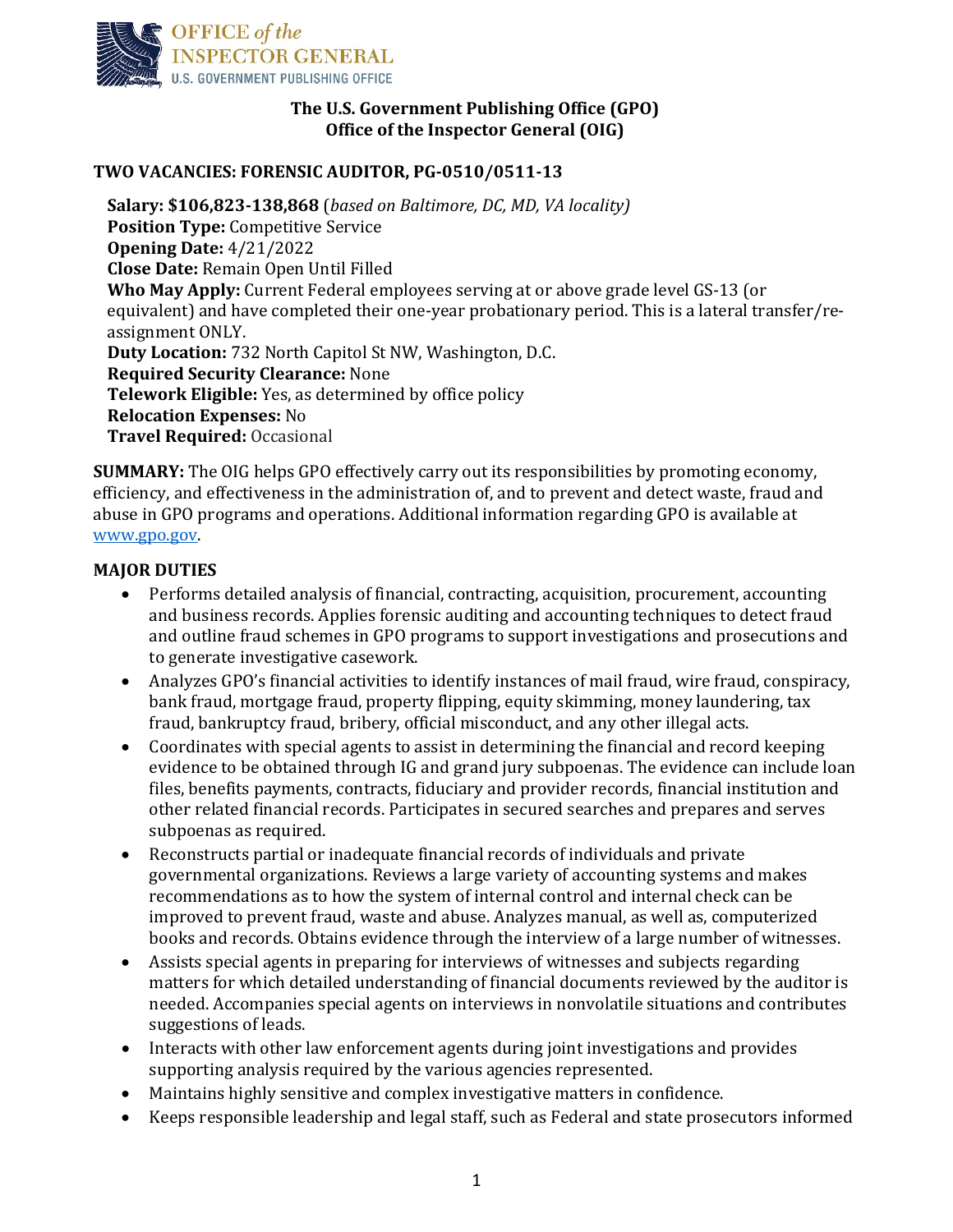**The U.S. Government Publishing Office (GPO)**
**Office of the Inspector General (OIG)**

## TWO VACANCIES: FORENSIC AUDITOR, PG-0510/0511-13

**Salary: $106,823-138,868** (*based on Baltimore, DC, MD, VA locality*)
**Position Type:** Competitive Service
**Opening Date:** 4/21/2022
**Close Date:** Remain Open Until Filled
**Who May Apply:** Current Federal employees serving at or above grade level GS-13 (or equivalent) and have completed their one-year probationary period. This is a lateral transfer/re-assignment ONLY.
**Duty Location:** 732 North Capitol St NW, Washington, D.C.
**Required Security Clearance:** None
**Telework Eligible:** Yes, as determined by office policy
**Relocation Expenses:** No
**Travel Required:** Occasional

**SUMMARY:** The OIG helps GPO effectively carry out its responsibilities by promoting economy, efficiency, and effectiveness in the administration of, and to prevent and detect waste, fraud and abuse in GPO programs and operations. Additional information regarding GPO is available at [www.gpo.gov](http://www.gpo.gov).

### MAJOR DUTIES

- Performs detailed analysis of financial, contracting, acquisition, procurement, accounting and business records. Applies forensic auditing and accounting techniques to detect fraud and outline fraud schemes in GPO programs to support investigations and prosecutions and to generate investigative casework.
- Analyzes GPO's financial activities to identify instances of mail fraud, wire fraud, conspiracy, bank fraud, mortgage fraud, property flipping, equity skimming, money laundering, tax fraud, bankruptcy fraud, bribery, official misconduct, and any other illegal acts.
- Coordinates with special agents to assist in determining the financial and record keeping evidence to be obtained through IG and grand jury subpoenas. The evidence can include loan files, benefits payments, contracts, fiduciary and provider records, financial institution and other related financial records. Participates in secured searches and prepares and serves subpoenas as required.
- Reconstructs partial or inadequate financial records of individuals and private governmental organizations. Reviews a large variety of accounting systems and makes recommendations as to how the system of internal control and internal check can be improved to prevent fraud, waste and abuse. Analyzes manual, as well as, computerized books and records. Obtains evidence through the interview of a large number of witnesses.
- Assists special agents in preparing for interviews of witnesses and subjects regarding matters for which detailed understanding of financial documents reviewed by the auditor is needed. Accompanies special agents on interviews in nonvolatile situations and contributes suggestions of leads.
- Interacts with other law enforcement agents during joint investigations and provides supporting analysis required by the various agencies represented.
- Maintains highly sensitive and complex investigative matters in confidence.
- Keeps responsible leadership and legal staff, such as Federal and state prosecutors informed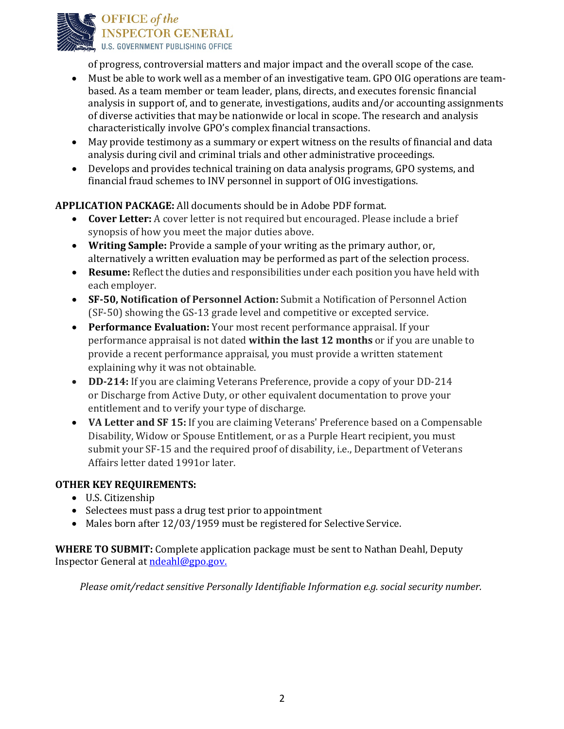of progress, controversial matters and major impact and the overall scope of the case.

- Must be able to work well as a member of an investigative team. GPO OIG operations are team-based. As a team member or team leader, plans, directs, and executes forensic financial analysis in support of, and to generate, investigations, audits and/or accounting assignments of diverse activities that may be nationwide or local in scope. The research and analysis characteristically involve GPO's complex financial transactions.
- May provide testimony as a summary or expert witness on the results of financial and data analysis during civil and criminal trials and other administrative proceedings.
- Develops and provides technical training on data analysis programs, GPO systems, and financial fraud schemes to INV personnel in support of OIG investigations.

**APPLICATION PACKAGE:** All documents should be in Adobe PDF format.

- **Cover Letter:** A cover letter is not required but encouraged. Please include a brief synopsis of how you meet the major duties above.
- **Writing Sample:** Provide a sample of your writing as the primary author, or, alternatively a written evaluation may be performed as part of the selection process.
- **Resume:** Reflect the duties and responsibilities under each position you have held with each employer.
- **SF-50, Notification of Personnel Action:** Submit a Notification of Personnel Action (SF-50) showing the GS-13 grade level and competitive or excepted service.
- **Performance Evaluation:** Your most recent performance appraisal. If your performance appraisal is not dated **within the last 12 months** or if you are unable to provide a recent performance appraisal, you must provide a written statement explaining why it was not obtainable.
- **DD-214:** If you are claiming Veterans Preference, provide a copy of your DD-214 or Discharge from Active Duty, or other equivalent documentation to prove your entitlement and to verify your type of discharge.
- **VA Letter and SF 15:** If you are claiming Veterans' Preference based on a Compensable Disability, Widow or Spouse Entitlement, or as a Purple Heart recipient, you must submit your SF-15 and the required proof of disability, i.e., Department of Veterans Affairs letter dated 1991or later.

**OTHER KEY REQUIREMENTS:**

- U.S. Citizenship
- Selectees must pass a drug test prior to appointment
- Males born after 12/03/1959 must be registered for Selective Service.

**WHERE TO SUBMIT:** Complete application package must be sent to Nathan Deahl, Deputy Inspector General at [ndeahl@gpo.gov.](mailto:ndeahl@gpo.gov)

*Please omit/redact sensitive Personally Identifiable Information e.g. social security number.*